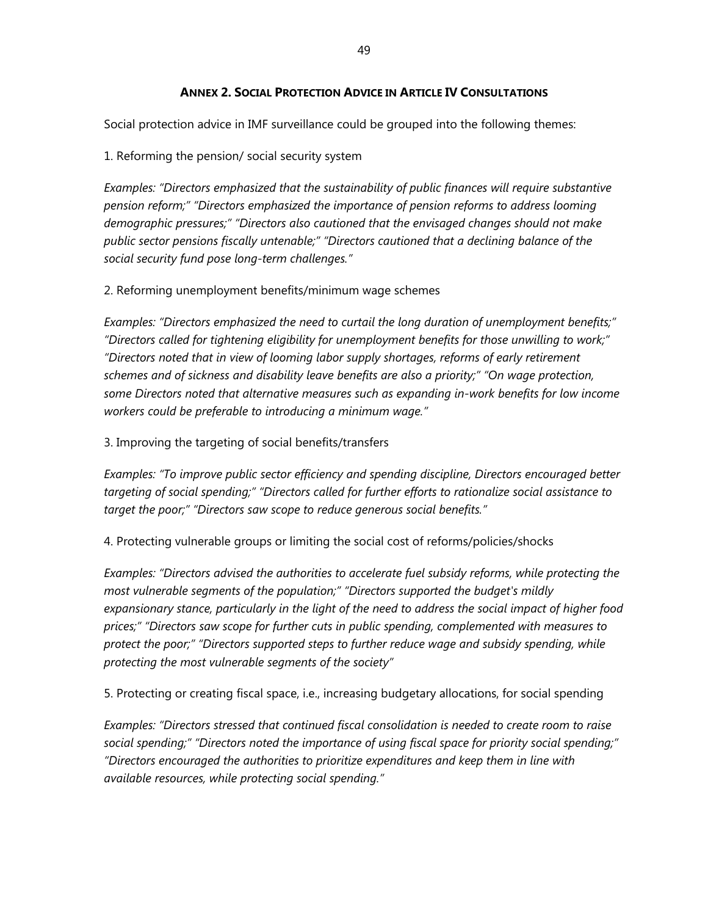## ANNEX 2. SOCIAL PROTECTION ADVICE IN ARTICLE IV CONSULTATIONS

Social protection advice in IMF surveillance could be grouped into the following themes:

1. Reforming the pension/ social security system

*Examples: "Directors emphasized that the sustainability of public finances will require substantive pension reform;" "Directors emphasized the importance of pension reforms to address looming demographic pressures;" "Directors also cautioned that the envisaged changes should not make public sector pensions fiscally untenable;" "Directors cautioned that a declining balance of the social security fund pose long-term challenges."*

2. Reforming unemployment benefits/minimum wage schemes

*Examples: "Directors emphasized the need to curtail the long duration of unemployment benefits;" "Directors called for tightening eligibility for unemployment benefits for those unwilling to work;" "Directors noted that in view of looming labor supply shortages, reforms of early retirement schemes and of sickness and disability leave benefits are also a priority;" "On wage protection, some Directors noted that alternative measures such as expanding in-work benefits for low income workers could be preferable to introducing a minimum wage."*

3. Improving the targeting of social benefits/transfers

*Examples: "To improve public sector efficiency and spending discipline, Directors encouraged better targeting of social spending;" "Directors called for further efforts to rationalize social assistance to target the poor;" "Directors saw scope to reduce generous social benefits."*

4. Protecting vulnerable groups or limiting the social cost of reforms/policies/shocks

*Examples: "Directors advised the authorities to accelerate fuel subsidy reforms, while protecting the most vulnerable segments of the population;" "Directors supported the budget's mildly expansionary stance, particularly in the light of the need to address the social impact of higher food prices;" "Directors saw scope for further cuts in public spending, complemented with measures to protect the poor;" "Directors supported steps to further reduce wage and subsidy spending, while protecting the most vulnerable segments of the society"*

5. Protecting or creating fiscal space, i.e., increasing budgetary allocations, for social spending

*Examples: "Directors stressed that continued fiscal consolidation is needed to create room to raise social spending;" "Directors noted the importance of using fiscal space for priority social spending;" "Directors encouraged the authorities to prioritize expenditures and keep them in line with available resources, while protecting social spending."*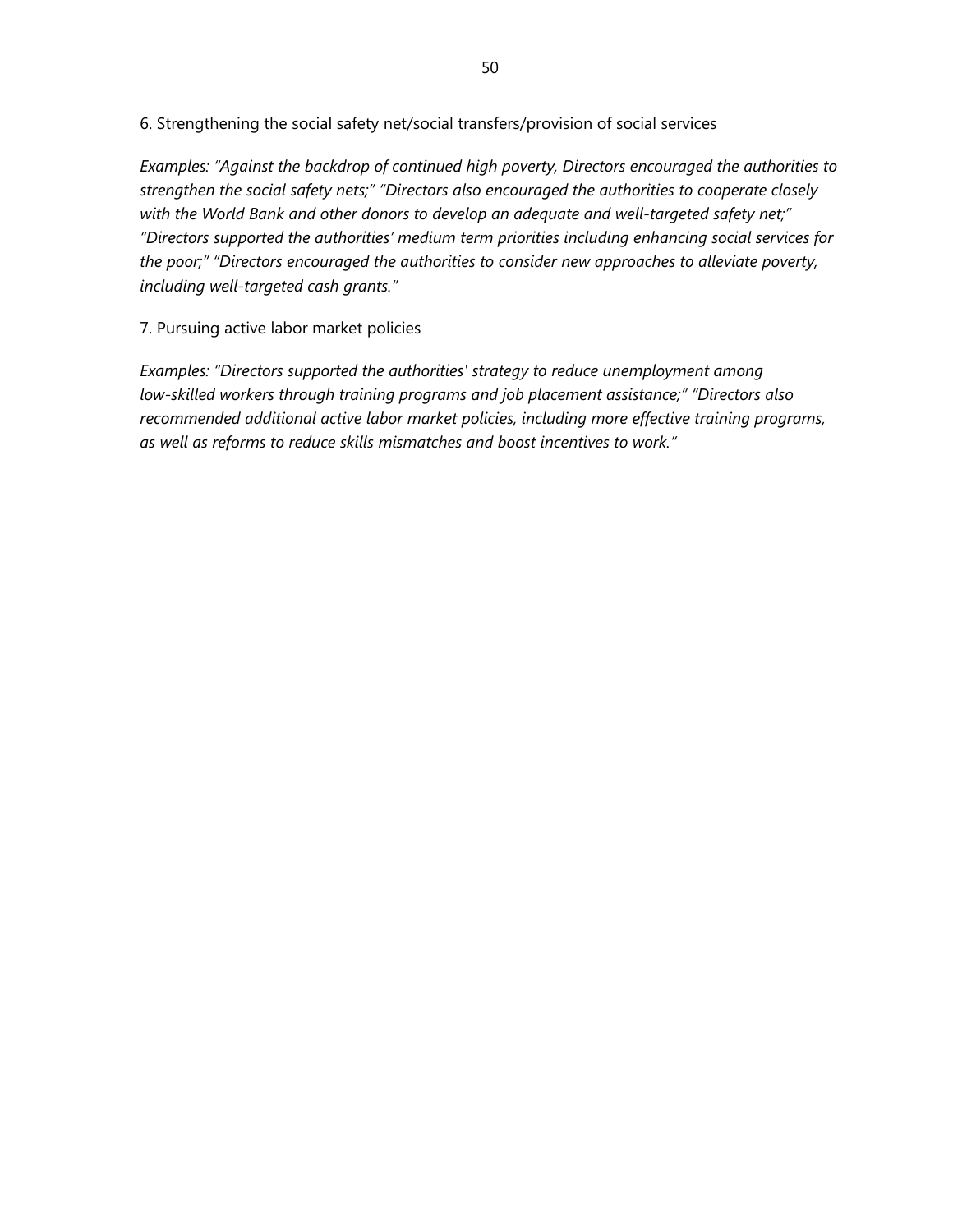6. Strengthening the social safety net/social transfers/provision of social services

*Examples: "Against the backdrop of continued high poverty, Directors encouraged the authorities to strengthen the social safety nets;" "Directors also encouraged the authorities to cooperate closely with the World Bank and other donors to develop an adequate and well-targeted safety net;" "Directors supported the authorities' medium term priorities including enhancing social services for the poor;" "Directors encouraged the authorities to consider new approaches to alleviate poverty, including well-targeted cash grants."*

7. Pursuing active labor market policies

*Examples: "Directors supported the authorities' strategy to reduce unemployment among low-skilled workers through training programs and job placement assistance;" "Directors also recommended additional active labor market policies, including more effective training programs, as well as reforms to reduce skills mismatches and boost incentives to work."*